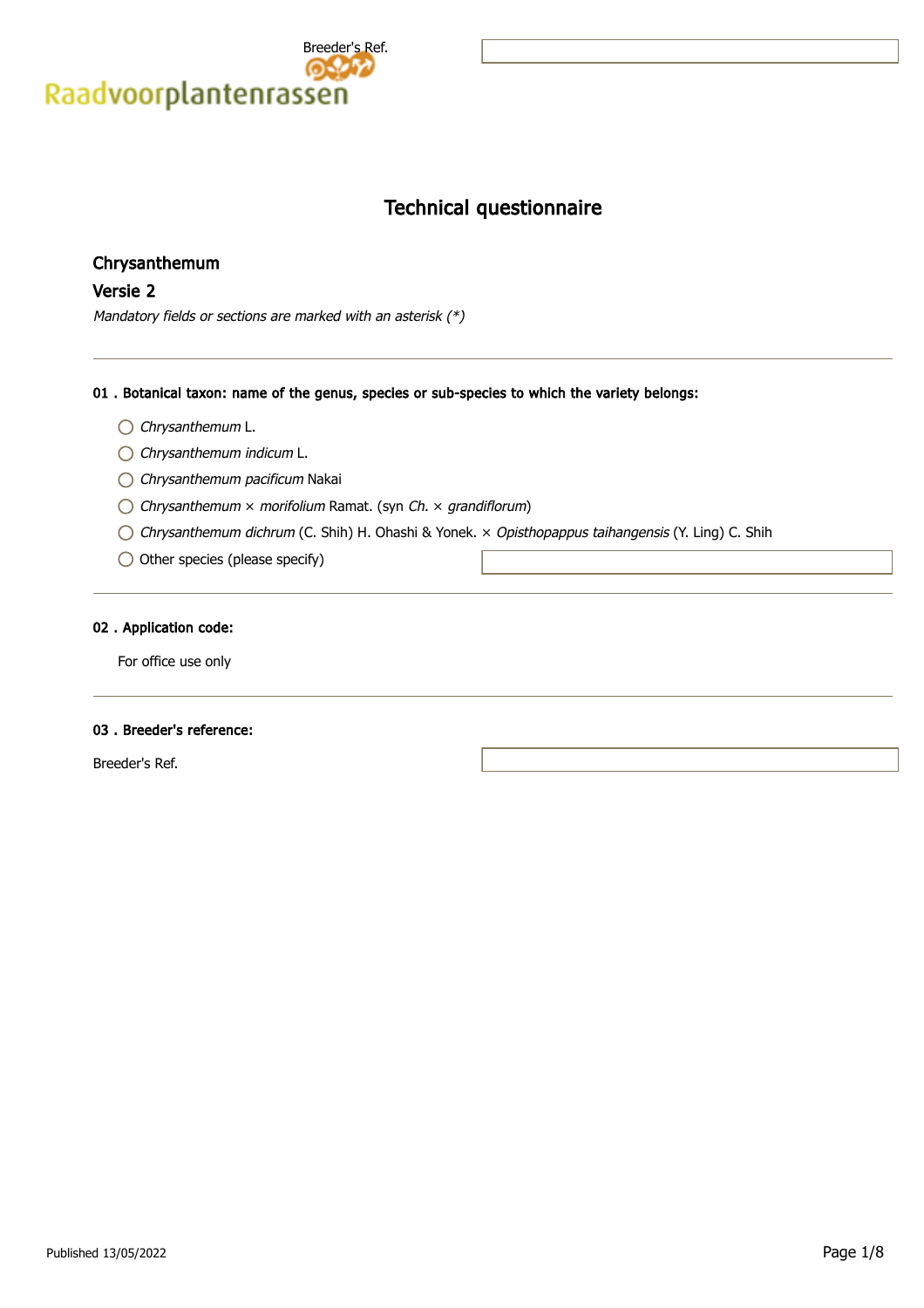Breeder's Ref.

Raadvoorplantenrassen

# Technical questionnaire

## Chrysanthemum

## Versie 2

*Mandatory fields or sections are marked with an asterisk (*)*

---

### 01 . Botanical taxon: name of the genus, species or sub-species to which the variety belongs:

- ◯ *Chrysanthemum* L.
- ◯ *Chrysanthemum indicum* L.
- ◯ *Chrysanthemum pacificum* Nakai
- ◯ *Chrysanthemum* × *morifolium* Ramat. (syn *Ch.* × *grandiflorum*)
- ◯ *Chrysanthemum dichrum* (C. Shih) H. Ohashi & Yonek. × *Opisthopappus taihangensis* (Y. Ling) C. Shih
- ◯ Other species (please specify)

---

### 02 . Application code:

For office use only

---

### 03 . Breeder's reference:

Breeder's Ref.

Published 13/05/2022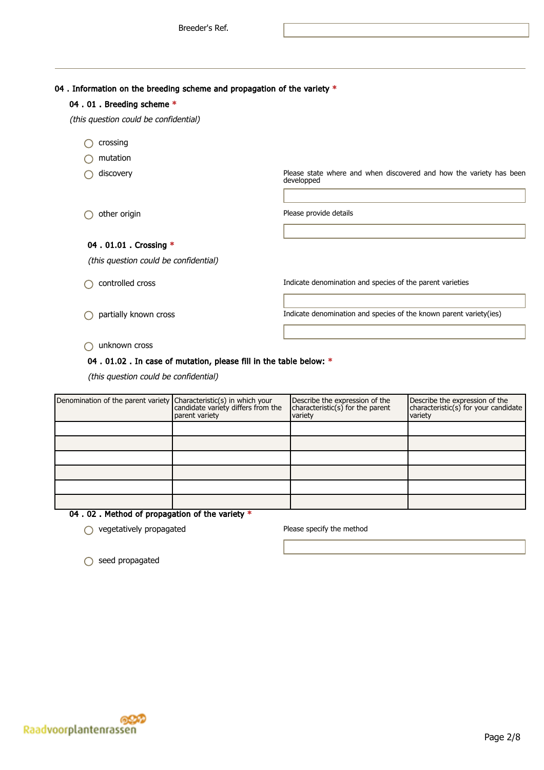Breeder's Ref.

---

## 04 . Information on the breeding scheme and propagation of the variety *

### 04 . 01 . Breeding scheme *

*(this question could be confidential)*

- crossing
- mutation
- discovery — Please state where and when discovered and how the variety has been developped
- other origin — Please provide details

#### 04 . 01.01 . Crossing *

*(this question could be confidential)*

- controlled cross — Indicate denomination and species of the parent varieties
- partially known cross — Indicate denomination and species of the known parent variety(ies)
- unknown cross

#### 04 . 01.02 . In case of mutation, please fill in the table below: *

*(this question could be confidential)*

| Denomination of the parent variety | Characteristic(s) in which your candidate variety differs from the parent variety | Describe the expression of the characteristic(s) for the parent variety | Describe the expression of the characteristic(s) for your candidate variety |
|---|---|---|---|
| | | | |
| | | | |
| | | | |
| | | | |
| | | | |
| | | | |

### 04 . 02 . Method of propagation of the variety *

- vegetatively propagated — Please specify the method
- seed propagated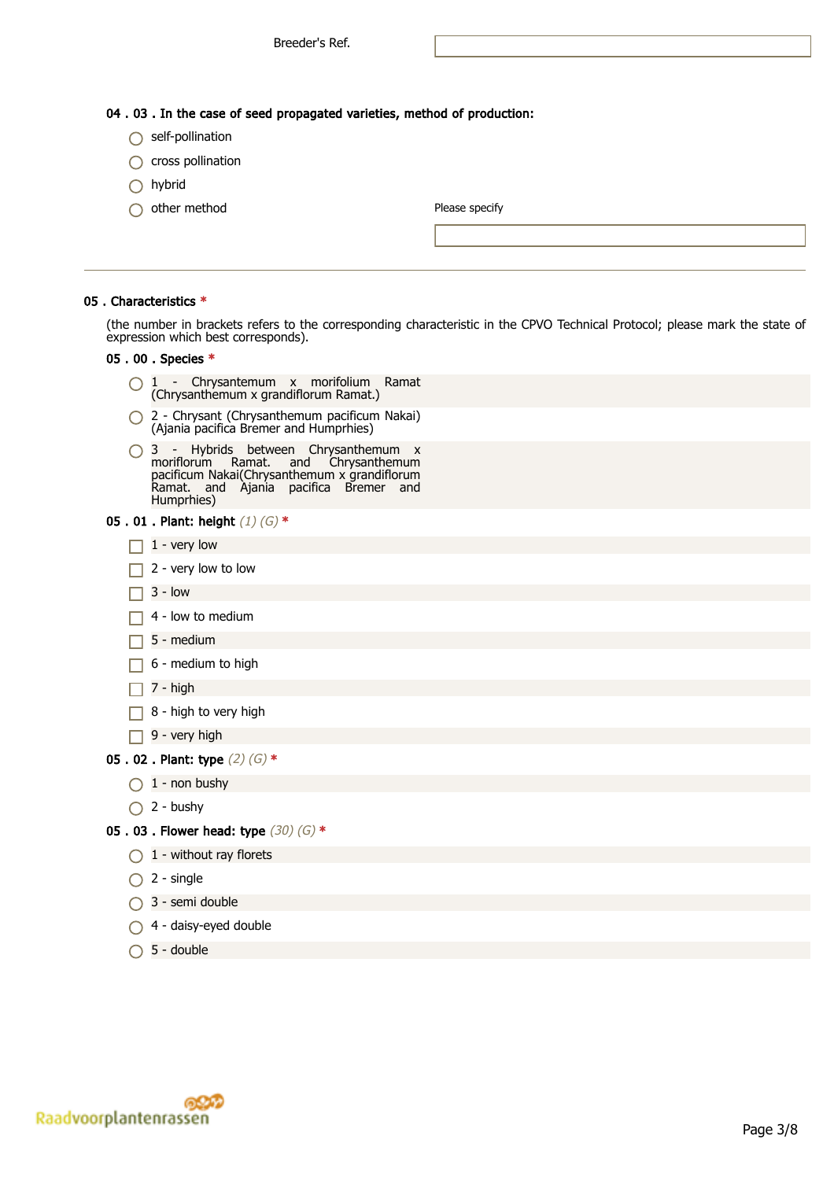Breeder's Ref.

**04 . 03 . In the case of seed propagated varieties, method of production:**

- ◯ self-pollination
- ◯ cross pollination
- ◯ hybrid
- ◯ other method

Please specify

---

**05 . Characteristics** *

(the number in brackets refers to the corresponding characteristic in the CPVO Technical Protocol; please mark the state of expression which best corresponds).

**05 . 00 . Species** *

- ◯ 1 - Chrysantemum x morifolium Ramat (Chrysanthemum x grandiflorum Ramat.)
- ◯ 2 - Chrysant (Chrysanthemum pacificum Nakai) (Ajania pacifica Bremer and Humprhies)
- ◯ 3 - Hybrids between Chrysanthemum x moriflorum Ramat. and Chrysanthemum pacificum Nakai(Chrysanthemum x grandiflorum Ramat. and Ajania pacifica Bremer and Humprhies)

**05 . 01 . Plant: height** *(1) (G)* *

- ☐ 1 - very low
- ☐ 2 - very low to low
- ☐ 3 - low
- ☐ 4 - low to medium
- ☐ 5 - medium
- ☐ 6 - medium to high
- ☐ 7 - high
- ☐ 8 - high to very high
- ☐ 9 - very high

**05 . 02 . Plant: type** *(2) (G)* *

- ◯ 1 - non bushy
- ◯ 2 - bushy

**05 . 03 . Flower head: type** *(30) (G)* *

- ◯ 1 - without ray florets
- ◯ 2 - single
- ◯ 3 - semi double
- ◯ 4 - daisy-eyed double
- ◯ 5 - double

Raadvoorplantenrassen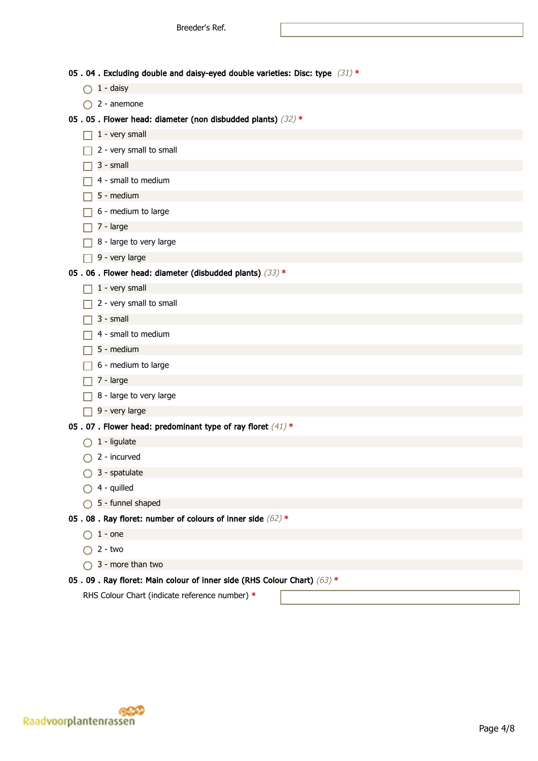Breeder's Ref.

**05 . 04 . Excluding double and daisy-eyed double varieties: Disc: type** *(31)* *

- 1 - daisy
- 2 - anemone

**05 . 05 . Flower head: diameter (non disbudded plants)** *(32)* *

- [ ] 1 - very small
- [ ] 2 - very small to small
- [ ] 3 - small
- [ ] 4 - small to medium
- [ ] 5 - medium
- [ ] 6 - medium to large
- [ ] 7 - large
- [ ] 8 - large to very large
- [ ] 9 - very large

**05 . 06 . Flower head: diameter (disbudded plants)** *(33)* *

- [ ] 1 - very small
- [ ] 2 - very small to small
- [ ] 3 - small
- [ ] 4 - small to medium
- [ ] 5 - medium
- [ ] 6 - medium to large
- [ ] 7 - large
- [ ] 8 - large to very large
- [ ] 9 - very large

**05 . 07 . Flower head: predominant type of ray floret** *(41)* *

- 1 - ligulate
- 2 - incurved
- 3 - spatulate
- 4 - quilled
- 5 - funnel shaped

**05 . 08 . Ray floret: number of colours of inner side** *(62)* *

- 1 - one
- 2 - two
- 3 - more than two

**05 . 09 . Ray floret: Main colour of inner side (RHS Colour Chart)** *(63)* *

RHS Colour Chart (indicate reference number) *

Raadvoorplantenrassen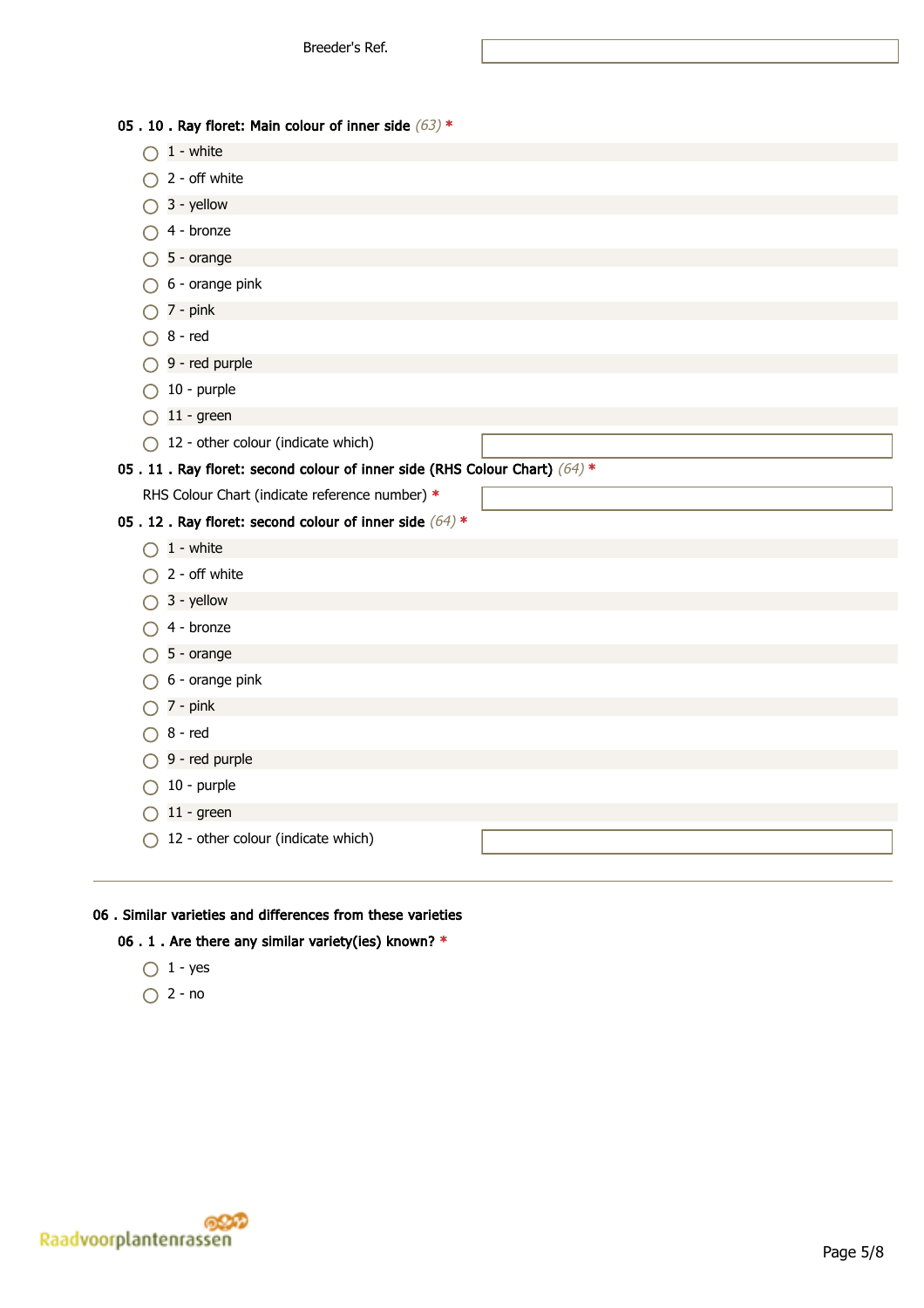Breeder's Ref.

**05 . 10 . Ray floret: Main colour of inner side** *(63)* *

- 1 - white
- 2 - off white
- 3 - yellow
- 4 - bronze
- 5 - orange
- 6 - orange pink
- 7 - pink
- 8 - red
- 9 - red purple
- 10 - purple
- 11 - green
- 12 - other colour (indicate which)

**05 . 11 . Ray floret: second colour of inner side (RHS Colour Chart)** *(64)* *

RHS Colour Chart (indicate reference number) *

**05 . 12 . Ray floret: second colour of inner side** *(64)* *

- 1 - white
- 2 - off white
- 3 - yellow
- 4 - bronze
- 5 - orange
- 6 - orange pink
- 7 - pink
- 8 - red
- 9 - red purple
- 10 - purple
- 11 - green
- 12 - other colour (indicate which)

---

## 06 . Similar varieties and differences from these varieties

**06 . 1 . Are there any similar variety(ies) known?** *

- 1 - yes
- 2 - no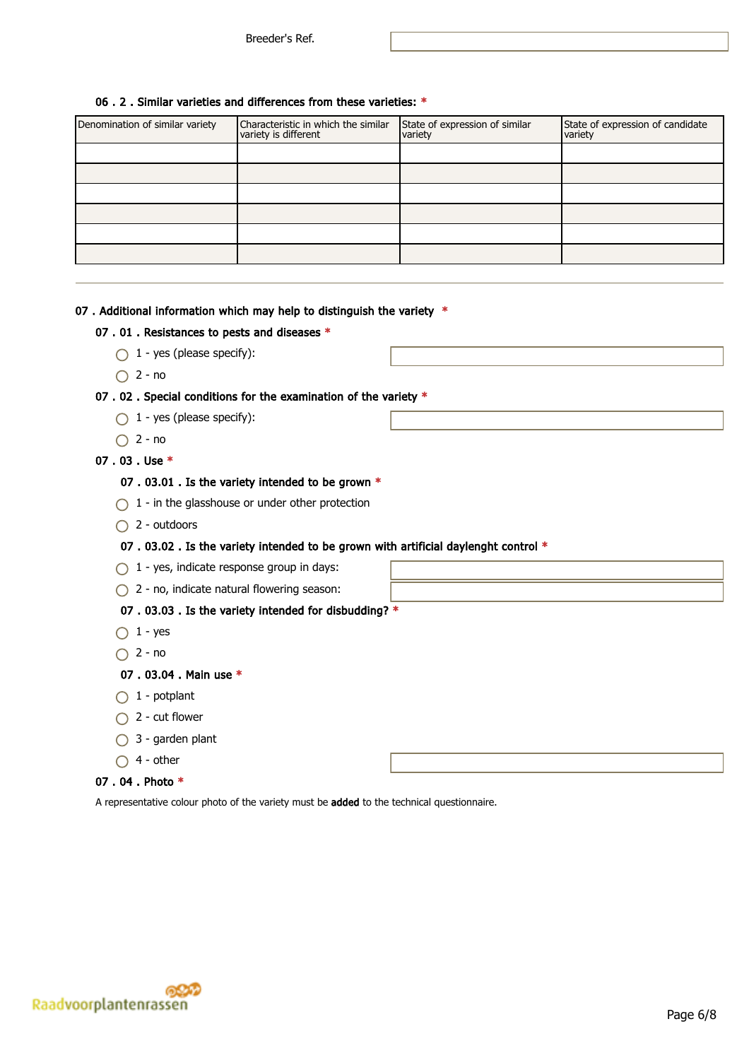Breeder's Ref.

06 . 2 . Similar varieties and differences from these varieties: *

| Denomination of similar variety | Characteristic in which the similar variety is different | State of expression of similar variety | State of expression of candidate variety |
|---|---|---|---|
| | | | |
| | | | |
| | | | |
| | | | |
| | | | |
| | | | |

## 07 . Additional information which may help to distinguish the variety *

### 07 . 01 . Resistances to pests and diseases *

- 1 - yes (please specify):
- 2 - no

### 07 . 02 . Special conditions for the examination of the variety *

- 1 - yes (please specify):
- 2 - no

### 07 . 03 . Use *

#### 07 . 03.01 . Is the variety intended to be grown *

- 1 - in the glasshouse or under other protection
- 2 - outdoors

#### 07 . 03.02 . Is the variety intended to be grown with artificial daylenght control *

- 1 - yes, indicate response group in days:
- 2 - no, indicate natural flowering season:

#### 07 . 03.03 . Is the variety intended for disbudding? *

- 1 - yes
- 2 - no

#### 07 . 03.04 . Main use *

- 1 - potplant
- 2 - cut flower
- 3 - garden plant
- 4 - other

### 07 . 04 . Photo *

A representative colour photo of the variety must be **added** to the technical questionnaire.

Raadvoorplantenrassen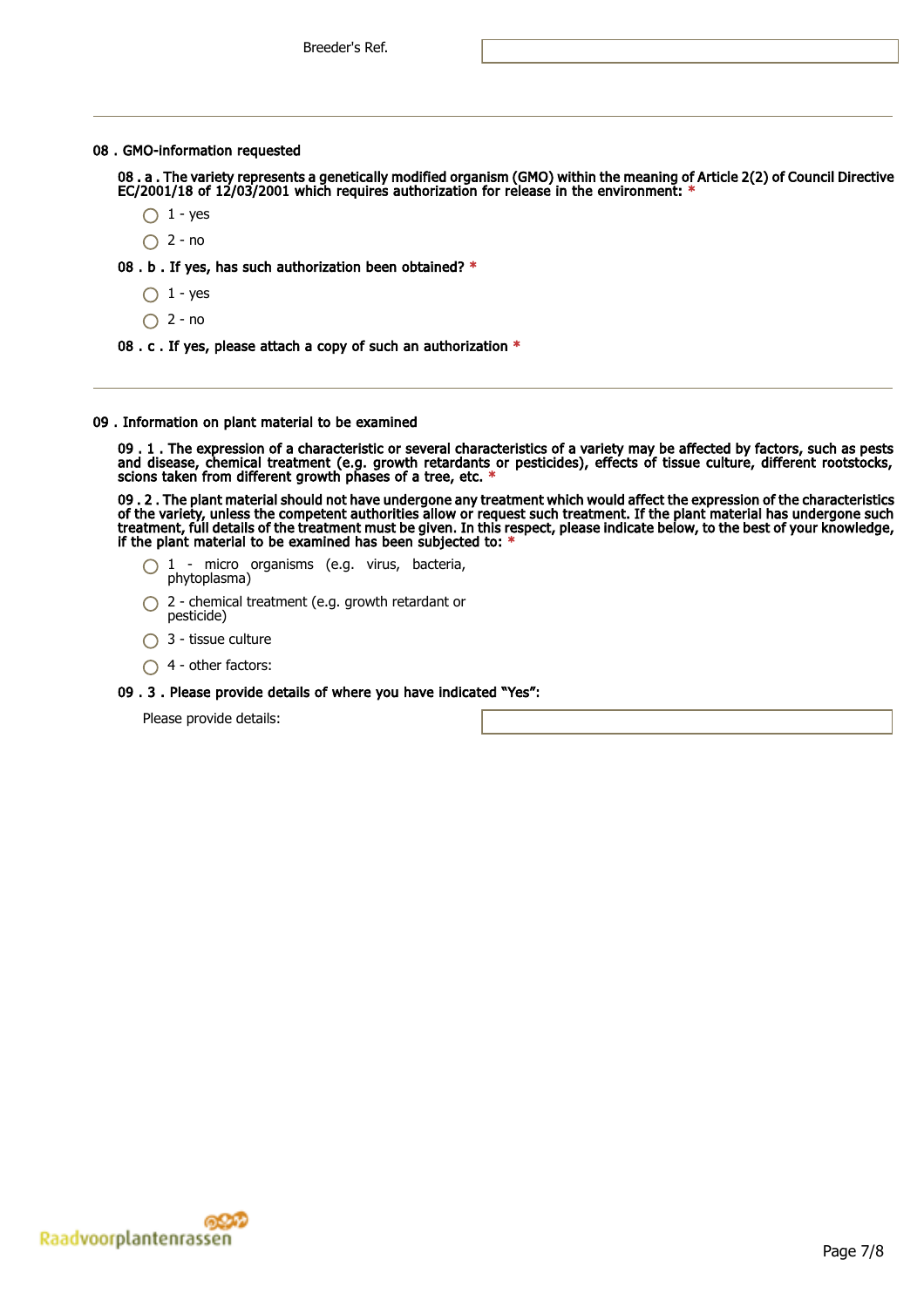Breeder's Ref.

---

## 08 . GMO-information requested

**08 . a . The variety represents a genetically modified organism (GMO) within the meaning of Article 2(2) of Council Directive EC/2001/18 of 12/03/2001 which requires authorization for release in the environment:** *

- ◯ 1 - yes
- ◯ 2 - no

**08 . b . If yes, has such authorization been obtained?** *

- ◯ 1 - yes
- ◯ 2 - no

**08 . c . If yes, please attach a copy of such an authorization** *

---

## 09 . Information on plant material to be examined

**09 . 1 . The expression of a characteristic or several characteristics of a variety may be affected by factors, such as pests and disease, chemical treatment (e.g. growth retardants or pesticides), effects of tissue culture, different rootstocks, scions taken from different growth phases of a tree, etc.** *

**09 . 2 . The plant material should not have undergone any treatment which would affect the expression of the characteristics of the variety, unless the competent authorities allow or request such treatment. If the plant material has undergone such treatment, full details of the treatment must be given. In this respect, please indicate below, to the best of your knowledge, if the plant material to be examined has been subjected to:** *

- ◯ 1 - micro organisms (e.g. virus, bacteria, phytoplasma)
- ◯ 2 - chemical treatment (e.g. growth retardant or pesticide)
- ◯ 3 - tissue culture
- ◯ 4 - other factors:

**09 . 3 . Please provide details of where you have indicated "Yes":**

Please provide details:

Raadvoorplantenrassen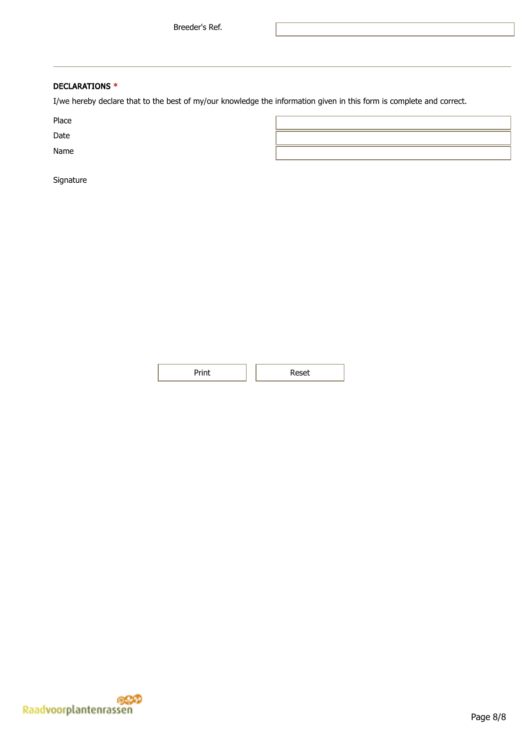Breeder's Ref.

---

**DECLARATIONS** *

I/we hereby declare that to the best of my/our knowledge the information given in this form is complete and correct.

Place

Date

Name

Signature

Print

Reset

Raadvoorplantenrassen